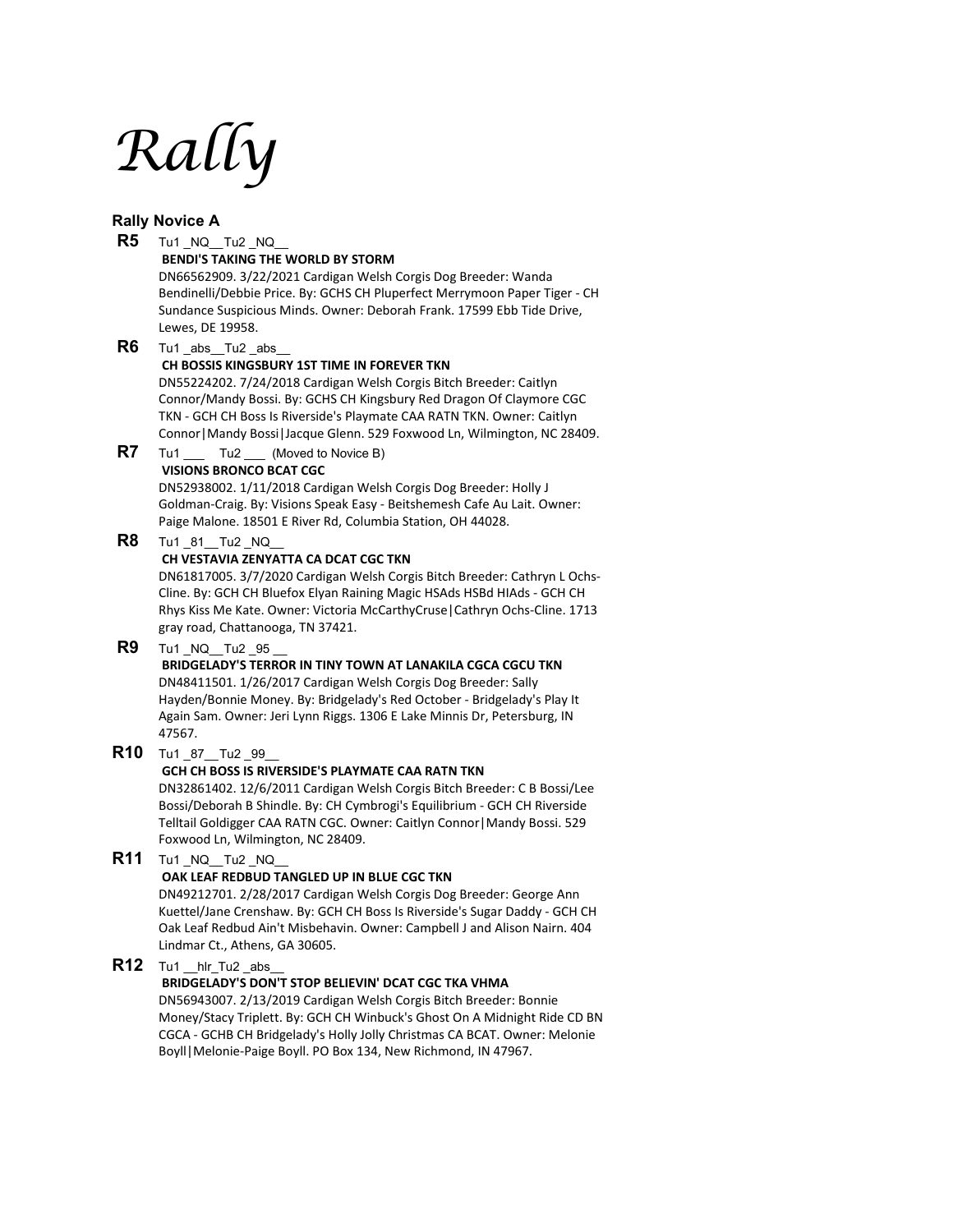# *Rally*

### Rally Novice A

**R5** Tu1 _NQ__Tu2 _NQ__

**BENDI'S TAKING THE WORLD BY STORM**

DN66562909. 3/22/2021 Cardigan Welsh Corgis Dog Breeder: Wanda Bendinelli/Debbie Price. By: GCHS CH Pluperfect Merrymoon Paper Tiger - CH Sundance Suspicious Minds. Owner: Deborah Frank. 17599 Ebb Tide Drive, Lewes, DE 19958.

**R6** Tu1 _abs__Tu2 _abs__

**CH BOSSIS KINGSBURY 1ST TIME IN FOREVER TKN**

DN55224202. 7/24/2018 Cardigan Welsh Corgis Bitch Breeder: Caitlyn Connor/Mandy Bossi. By: GCHS CH Kingsbury Red Dragon Of Claymore CGC TKN - GCH CH Boss Is Riverside's Playmate CAA RATN TKN. Owner: Caitlyn Connor|Mandy Bossi|Jacque Glenn. 529 Foxwood Ln, Wilmington, NC 28409.

**R7** Tu1 ___ Tu2 ___ (Moved to Novice B)

**VISIONS BRONCO BCAT CGC**

DN52938002. 1/11/2018 Cardigan Welsh Corgis Dog Breeder: Holly J Goldman-Craig. By: Visions Speak Easy - Beitshemesh Cafe Au Lait. Owner: Paige Malone. 18501 E River Rd, Columbia Station, OH 44028.

**R8** Tu1 _81__Tu2 _NQ__

**CH VESTAVIA ZENYATTA CA DCAT CGC TKN**

DN61817005. 3/7/2020 Cardigan Welsh Corgis Bitch Breeder: Cathryn L Ochs-Cline. By: GCH CH Bluefox Elyan Raining Magic HSAds HSBd HIAds - GCH CH Rhys Kiss Me Kate. Owner: Victoria McCarthyCruse|Cathryn Ochs-Cline. 1713 gray road, Chattanooga, TN 37421.

**R9** Tu1 _NQ__Tu2 _95 __

**BRIDGELADY'S TERROR IN TINY TOWN AT LANAKILA CGCA CGCU TKN**

DN48411501. 1/26/2017 Cardigan Welsh Corgis Dog Breeder: Sally Hayden/Bonnie Money. By: Bridgelady's Red October - Bridgelady's Play It Again Sam. Owner: Jeri Lynn Riggs. 1306 E Lake Minnis Dr, Petersburg, IN 47567.

**R10** Tu1 _87__Tu2 _99__

**GCH CH BOSS IS RIVERSIDE'S PLAYMATE CAA RATN TKN**

DN32861402. 12/6/2011 Cardigan Welsh Corgis Bitch Breeder: C B Bossi/Lee Bossi/Deborah B Shindle. By: CH Cymbrogi's Equilibrium - GCH CH Riverside Telltail Goldigger CAA RATN CGC. Owner: Caitlyn Connor|Mandy Bossi. 529 Foxwood Ln, Wilmington, NC 28409.

**R11** Tu1 _NQ__Tu2 _NQ__

**OAK LEAF REDBUD TANGLED UP IN BLUE CGC TKN**

DN49212701. 2/28/2017 Cardigan Welsh Corgis Dog Breeder: George Ann Kuettel/Jane Crenshaw. By: GCH CH Boss Is Riverside's Sugar Daddy - GCH CH Oak Leaf Redbud Ain't Misbehavin. Owner: Campbell J and Alison Nairn. 404 Lindmar Ct., Athens, GA 30605.

**R12** Tu1 __hlr_Tu2 _abs__

**BRIDGELADY'S DON'T STOP BELIEVIN' DCAT CGC TKA VHMA**

DN56943007. 2/13/2019 Cardigan Welsh Corgis Bitch Breeder: Bonnie Money/Stacy Triplett. By: GCH CH Winbuck's Ghost On A Midnight Ride CD BN CGCA - GCHB CH Bridgelady's Holly Jolly Christmas CA BCAT. Owner: Melonie Boyll|Melonie-Paige Boyll. PO Box 134, New Richmond, IN 47967.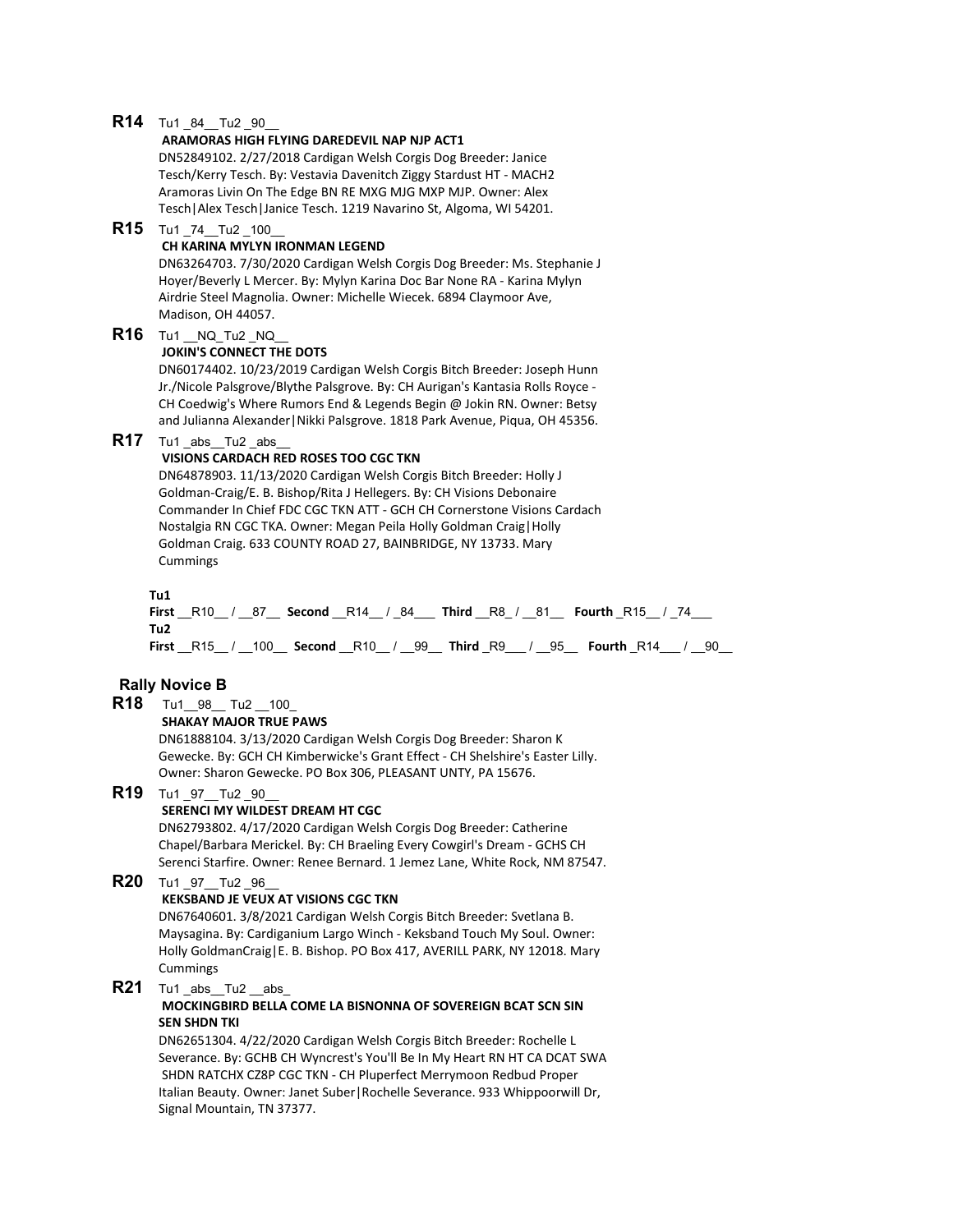**R14** Tu1 _84__Tu2 _90__

**ARAMORAS HIGH FLYING DAREDEVIL NAP NJP ACT1**

DN52849102. 2/27/2018 Cardigan Welsh Corgis Dog Breeder: Janice Tesch/Kerry Tesch. By: Vestavia Davenitch Ziggy Stardust HT - MACH2 Aramoras Livin On The Edge BN RE MXG MJG MXP MJP. Owner: Alex Tesch|Alex Tesch|Janice Tesch. 1219 Navarino St, Algoma, WI 54201.

**R15** Tu1 _74__Tu2 _100__

**CH KARINA MYLYN IRONMAN LEGEND**

DN63264703. 7/30/2020 Cardigan Welsh Corgis Dog Breeder: Ms. Stephanie J Hoyer/Beverly L Mercer. By: Mylyn Karina Doc Bar None RA - Karina Mylyn Airdrie Steel Magnolia. Owner: Michelle Wiecek. 6894 Claymoor Ave, Madison, OH 44057.

**R16** Tu1 __NQ_Tu2 _NQ__

**JOKIN'S CONNECT THE DOTS**

DN60174402. 10/23/2019 Cardigan Welsh Corgis Bitch Breeder: Joseph Hunn Jr./Nicole Palsgrove/Blythe Palsgrove. By: CH Aurigan's Kantasia Rolls Royce - CH Coedwig's Where Rumors End & Legends Begin @ Jokin RN. Owner: Betsy and Julianna Alexander|Nikki Palsgrove. 1818 Park Avenue, Piqua, OH 45356.

**R17** Tu1 _abs__Tu2 _abs__

**VISIONS CARDACH RED ROSES TOO CGC TKN**

DN64878903. 11/13/2020 Cardigan Welsh Corgis Bitch Breeder: Holly J Goldman-Craig/E. B. Bishop/Rita J Hellegers. By: CH Visions Debonaire Commander In Chief FDC CGC TKN ATT - GCH CH Cornerstone Visions Cardach Nostalgia RN CGC TKA. Owner: Megan Peila Holly Goldman Craig|Holly Goldman Craig. 633 COUNTY ROAD 27, BAINBRIDGE, NY 13733. Mary Cummings

**Tu1**

**First** __R10__ / __87__ **Second** __R14__ / _84___ **Third** __R8_ / __81__ **Fourth** _R15__ / _74___

**Tu2**

**First** __R15__ / __100__ **Second** __R10__ / __99__ **Third** _R9___ / __95__ **Fourth** _R14___ / __90__

## Rally Novice B

**R18** Tu1__98__ Tu2 __100_

**SHAKAY MAJOR TRUE PAWS**

DN61888104. 3/13/2020 Cardigan Welsh Corgis Dog Breeder: Sharon K Gewecke. By: GCH CH Kimberwicke's Grant Effect - CH Shelshire's Easter Lilly. Owner: Sharon Gewecke. PO Box 306, PLEASANT UNTY, PA 15676.

**R19** Tu1 _97__Tu2 _90__

**SERENCI MY WILDEST DREAM HT CGC**

DN62793802. 4/17/2020 Cardigan Welsh Corgis Dog Breeder: Catherine Chapel/Barbara Merickel. By: CH Braeling Every Cowgirl's Dream - GCHS CH Serenci Starfire. Owner: Renee Bernard. 1 Jemez Lane, White Rock, NM 87547.

**R20** Tu1 _97__Tu2 _96__

**KEKSBAND JE VEUX AT VISIONS CGC TKN**

DN67640601. 3/8/2021 Cardigan Welsh Corgis Bitch Breeder: Svetlana B. Maysagina. By: Cardiganium Largo Winch - Keksband Touch My Soul. Owner: Holly GoldmanCraig|E. B. Bishop. PO Box 417, AVERILL PARK, NY 12018. Mary Cummings

**R21** Tu1 _abs__Tu2 __abs_

**MOCKINGBIRD BELLA COME LA BISNONNA OF SOVEREIGN BCAT SCN SIN SEN SHDN TKI**

DN62651304. 4/22/2020 Cardigan Welsh Corgis Bitch Breeder: Rochelle L Severance. By: GCHB CH Wyncrest's You'll Be In My Heart RN HT CA DCAT SWA SHDN RATCHX CZ8P CGC TKN - CH Pluperfect Merrymoon Redbud Proper Italian Beauty. Owner: Janet Suber|Rochelle Severance. 933 Whippoorwill Dr, Signal Mountain, TN 37377.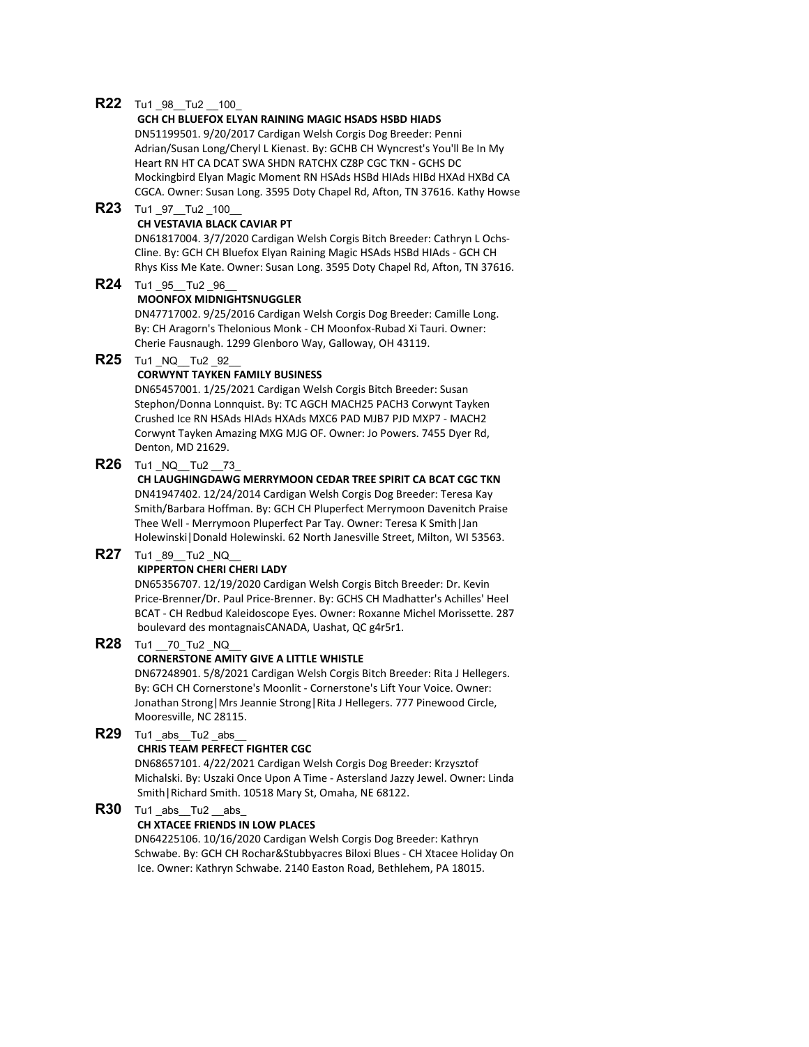**R22** Tu1 _98__Tu2 __100_

**GCH CH BLUEFOX ELYAN RAINING MAGIC HSADS HSBD HIADS**
DN51199501. 9/20/2017 Cardigan Welsh Corgis Dog Breeder: Penni Adrian/Susan Long/Cheryl L Kienast. By: GCHB CH Wyncrest's You'll Be In My Heart RN HT CA DCAT SWA SHDN RATCHX CZ8P CGC TKN - GCHS DC Mockingbird Elyan Magic Moment RN HSAds HSBd HIAds HIBd HXAd HXBd CA CGCA. Owner: Susan Long. 3595 Doty Chapel Rd, Afton, TN 37616. Kathy Howse

**R23** Tu1 _97__Tu2 _100__

**CH VESTAVIA BLACK CAVIAR PT**
DN61817004. 3/7/2020 Cardigan Welsh Corgis Bitch Breeder: Cathryn L Ochs-Cline. By: GCH CH Bluefox Elyan Raining Magic HSAds HSBd HIAds - GCH CH Rhys Kiss Me Kate. Owner: Susan Long. 3595 Doty Chapel Rd, Afton, TN 37616.

**R24** Tu1 _95__Tu2 _96__

**MOONFOX MIDNIGHTSNUGGLER**
DN47717002. 9/25/2016 Cardigan Welsh Corgis Dog Breeder: Camille Long. By: CH Aragorn's Thelonious Monk - CH Moonfox-Rubad Xi Tauri. Owner: Cherie Fausnaugh. 1299 Glenboro Way, Galloway, OH 43119.

**R25** Tu1 _NQ__Tu2 _92__

**CORWYNT TAYKEN FAMILY BUSINESS**
DN65457001. 1/25/2021 Cardigan Welsh Corgis Bitch Breeder: Susan Stephon/Donna Lonnquist. By: TC AGCH MACH25 PACH3 Corwynt Tayken Crushed Ice RN HSAds HIAds HXAds MXC6 PAD MJB7 PJD MXP7 - MACH2 Corwynt Tayken Amazing MXG MJG OF. Owner: Jo Powers. 7455 Dyer Rd, Denton, MD 21629.

**R26** Tu1 _NQ__Tu2 __73_

**CH LAUGHINGDAWG MERRYMOON CEDAR TREE SPIRIT CA BCAT CGC TKN**
DN41947402. 12/24/2014 Cardigan Welsh Corgis Dog Breeder: Teresa Kay Smith/Barbara Hoffman. By: GCH CH Pluperfect Merrymoon Davenitch Praise Thee Well - Merrymoon Pluperfect Par Tay. Owner: Teresa K Smith|Jan Holewinski|Donald Holewinski. 62 North Janesville Street, Milton, WI 53563.

**R27** Tu1 _89__Tu2 _NQ__

**KIPPERTON CHERI CHERI LADY**
DN65356707. 12/19/2020 Cardigan Welsh Corgis Bitch Breeder: Dr. Kevin Price-Brenner/Dr. Paul Price-Brenner. By: GCHS CH Madhatter's Achilles' Heel BCAT - CH Redbud Kaleidoscope Eyes. Owner: Roxanne Michel Morissette. 287 boulevard des montagnaisCANADA, Uashat, QC g4r5r1.

**R28** Tu1 __70_Tu2 _NQ__

**CORNERSTONE AMITY GIVE A LITTLE WHISTLE**
DN67248901. 5/8/2021 Cardigan Welsh Corgis Bitch Breeder: Rita J Hellegers. By: GCH CH Cornerstone's Moonlit - Cornerstone's Lift Your Voice. Owner: Jonathan Strong|Mrs Jeannie Strong|Rita J Hellegers. 777 Pinewood Circle, Mooresville, NC 28115.

**R29** Tu1 _abs__Tu2 _abs__

**CHRIS TEAM PERFECT FIGHTER CGC**
DN68657101. 4/22/2021 Cardigan Welsh Corgis Dog Breeder: Krzysztof Michalski. By: Uszaki Once Upon A Time - Astersland Jazzy Jewel. Owner: Linda Smith|Richard Smith. 10518 Mary St, Omaha, NE 68122.

**R30** Tu1 _abs__Tu2 __abs_

**CH XTACEE FRIENDS IN LOW PLACES**
DN64225106. 10/16/2020 Cardigan Welsh Corgis Dog Breeder: Kathryn Schwabe. By: GCH CH Rochar&Stubbyacres Biloxi Blues - CH Xtacee Holiday On Ice. Owner: Kathryn Schwabe. 2140 Easton Road, Bethlehem, PA 18015.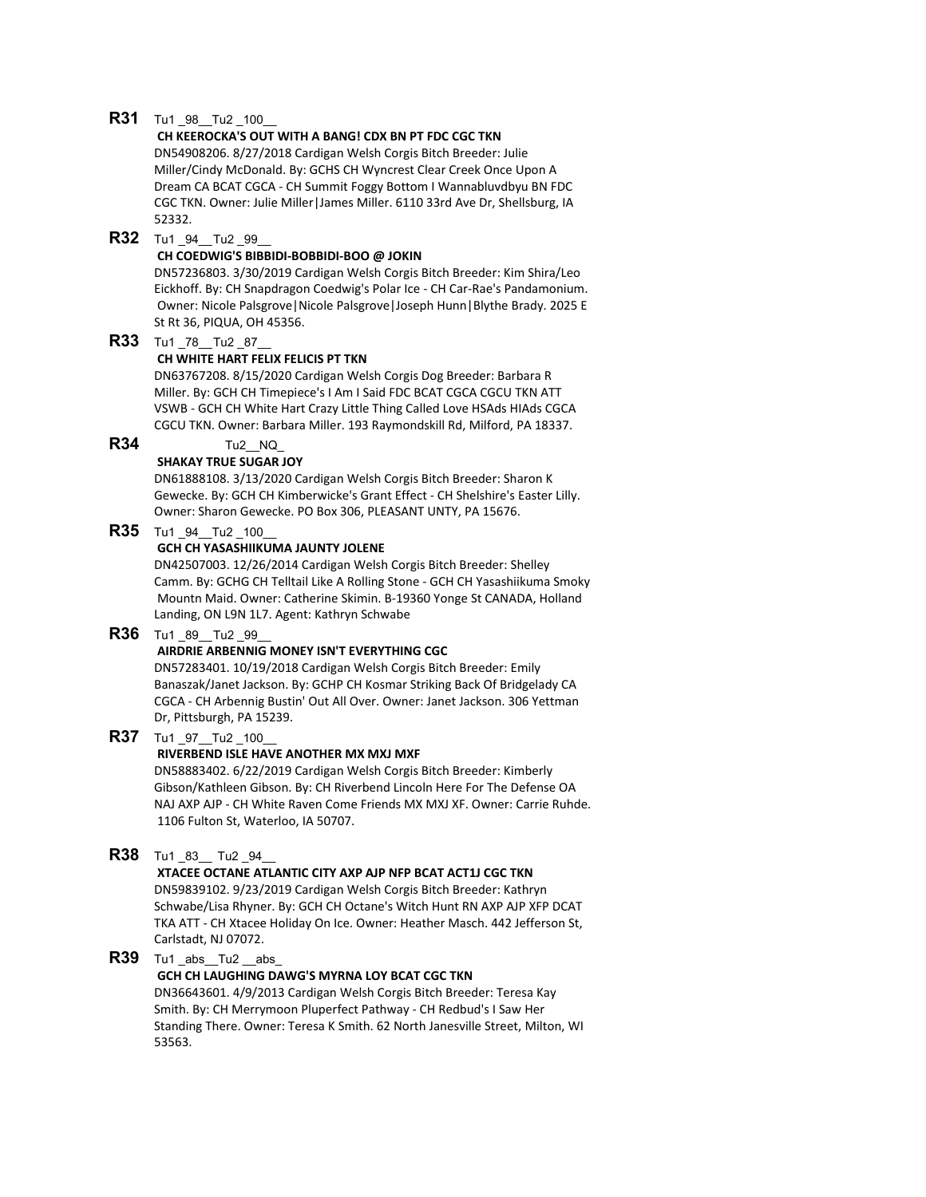**R31** Tu1 _98__Tu2 _100__

**CH KEEROCKA'S OUT WITH A BANG! CDX BN PT FDC CGC TKN**
DN54908206. 8/27/2018 Cardigan Welsh Corgis Bitch Breeder: Julie Miller/Cindy McDonald. By: GCHS CH Wyncrest Clear Creek Once Upon A Dream CA BCAT CGCA - CH Summit Foggy Bottom I Wannabluvdbyu BN FDC CGC TKN. Owner: Julie Miller|James Miller. 6110 33rd Ave Dr, Shellsburg, IA 52332.

**R32** Tu1 _94__Tu2 _99__

**CH COEDWIG'S BIBBIDI-BOBBIDI-BOO @ JOKIN**
DN57236803. 3/30/2019 Cardigan Welsh Corgis Bitch Breeder: Kim Shira/Leo Eickhoff. By: CH Snapdragon Coedwig's Polar Ice - CH Car-Rae's Pandamonium. Owner: Nicole Palsgrove|Nicole Palsgrove|Joseph Hunn|Blythe Brady. 2025 E St Rt 36, PIQUA, OH 45356.

**R33** Tu1 _78__Tu2 _87__

**CH WHITE HART FELIX FELICIS PT TKN**
DN63767208. 8/15/2020 Cardigan Welsh Corgis Dog Breeder: Barbara R Miller. By: GCH CH Timepiece's I Am I Said FDC BCAT CGCA CGCU TKN ATT VSWB - GCH CH White Hart Crazy Little Thing Called Love HSAds HIAds CGCA CGCU TKN. Owner: Barbara Miller. 193 Raymondskill Rd, Milford, PA 18337.

**R34** Tu2__NQ_

**SHAKAY TRUE SUGAR JOY**
DN61888108. 3/13/2020 Cardigan Welsh Corgis Bitch Breeder: Sharon K Gewecke. By: GCH CH Kimberwicke's Grant Effect - CH Shelshire's Easter Lilly. Owner: Sharon Gewecke. PO Box 306, PLEASANT UNTY, PA 15676.

**R35** Tu1 _94__Tu2 _100__

**GCH CH YASASHIIKUMA JAUNTY JOLENE**
DN42507003. 12/26/2014 Cardigan Welsh Corgis Bitch Breeder: Shelley Camm. By: GCHG CH Telltail Like A Rolling Stone - GCH CH Yasashiikuma Smoky Mountn Maid. Owner: Catherine Skimin. B-19360 Yonge St CANADA, Holland Landing, ON L9N 1L7. Agent: Kathryn Schwabe

**R36** Tu1 _89__Tu2 _99__

**AIRDRIE ARBENNIG MONEY ISN'T EVERYTHING CGC**
DN57283401. 10/19/2018 Cardigan Welsh Corgis Bitch Breeder: Emily Banaszak/Janet Jackson. By: GCHP CH Kosmar Striking Back Of Bridgelady CA CGCA - CH Arbennig Bustin' Out All Over. Owner: Janet Jackson. 306 Yettman Dr, Pittsburgh, PA 15239.

**R37** Tu1 _97__Tu2 _100__

**RIVERBEND ISLE HAVE ANOTHER MX MXJ MXF**
DN58883402. 6/22/2019 Cardigan Welsh Corgis Bitch Breeder: Kimberly Gibson/Kathleen Gibson. By: CH Riverbend Lincoln Here For The Defense OA NAJ AXP AJP - CH White Raven Come Friends MX MXJ XF. Owner: Carrie Ruhde. 1106 Fulton St, Waterloo, IA 50707.

**R38** Tu1 _83__ Tu2 _94__

**XTACEE OCTANE ATLANTIC CITY AXP AJP NFP BCAT ACT1J CGC TKN**
DN59839102. 9/23/2019 Cardigan Welsh Corgis Bitch Breeder: Kathryn Schwabe/Lisa Rhyner. By: GCH CH Octane's Witch Hunt RN AXP AJP XFP DCAT TKA ATT - CH Xtacee Holiday On Ice. Owner: Heather Masch. 442 Jefferson St, Carlstadt, NJ 07072.

**R39** Tu1 _abs__Tu2 __abs_

**GCH CH LAUGHING DAWG'S MYRNA LOY BCAT CGC TKN**
DN36643601. 4/9/2013 Cardigan Welsh Corgis Bitch Breeder: Teresa Kay Smith. By: CH Merrymoon Pluperfect Pathway - CH Redbud's I Saw Her Standing There. Owner: Teresa K Smith. 62 North Janesville Street, Milton, WI 53563.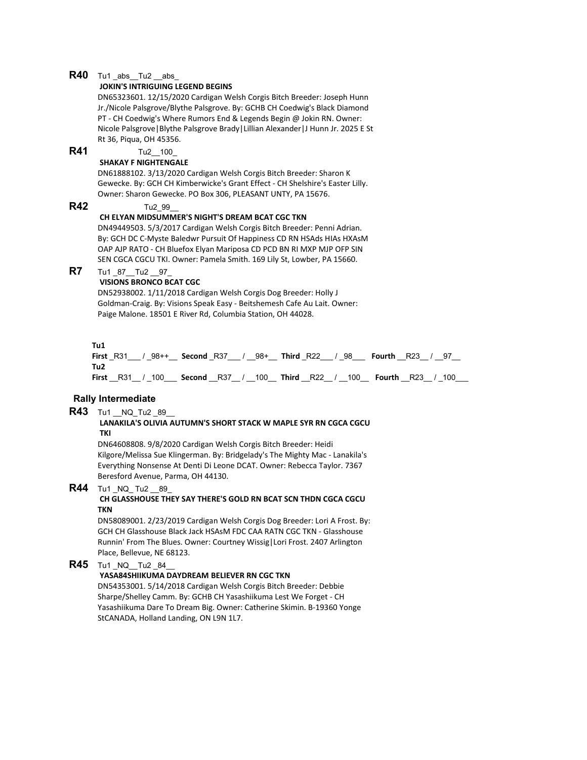**R40** Tu1 _abs__Tu2 __abs_

**JOKIN'S INTRIGUING LEGEND BEGINS**

DN65323601. 12/15/2020 Cardigan Welsh Corgis Bitch Breeder: Joseph Hunn Jr./Nicole Palsgrove/Blythe Palsgrove. By: GCHB CH Coedwig's Black Diamond PT - CH Coedwig's Where Rumors End & Legends Begin @ Jokin RN. Owner: Nicole Palsgrove|Blythe Palsgrove Brady|Lillian Alexander|J Hunn Jr. 2025 E St Rt 36, Piqua, OH 45356.

**R41** Tu2__100_

**SHAKAY F NIGHTENGALE**

DN61888102. 3/13/2020 Cardigan Welsh Corgis Bitch Breeder: Sharon K Gewecke. By: GCH CH Kimberwicke's Grant Effect - CH Shelshire's Easter Lilly. Owner: Sharon Gewecke. PO Box 306, PLEASANT UNTY, PA 15676.

**R42** Tu2_99__

**CH ELYAN MIDSUMMER'S NIGHT'S DREAM BCAT CGC TKN**

DN49449503. 5/3/2017 Cardigan Welsh Corgis Bitch Breeder: Penni Adrian. By: GCH DC C-Myste Baledwr Pursuit Of Happiness CD RN HSAds HIAs HXAsM OAP AJP RATO - CH Bluefox Elyan Mariposa CD PCD BN RI MXP MJP OFP SIN SEN CGCA CGCU TKI. Owner: Pamela Smith. 169 Lily St, Lowber, PA 15660.

**R7** Tu1 _87__Tu2 __97_

**VISIONS BRONCO BCAT CGC**

DN52938002. 1/11/2018 Cardigan Welsh Corgis Dog Breeder: Holly J Goldman-Craig. By: Visions Speak Easy - Beitshemesh Cafe Au Lait. Owner: Paige Malone. 18501 E River Rd, Columbia Station, OH 44028.

**Tu1**

**First** _R31___ / _98++__ **Second** _R37___ / __98+__ **Third** _R22___ / _98___ **Fourth** __R23__ / __97__

**Tu2**

**First** __R31__ / _100___ **Second** __R37__ / __100__ **Third** __R22__ / __100__ **Fourth** __R23__ / _100___

## Rally Intermediate

**R43** Tu1 __NQ_Tu2 _89__

**LANAKILA'S OLIVIA AUTUMN'S SHORT STACK W MAPLE SYR RN CGCA CGCU TKI**

DN64608808. 9/8/2020 Cardigan Welsh Corgis Bitch Breeder: Heidi Kilgore/Melissa Sue Klingerman. By: Bridgelady's The Mighty Mac - Lanakila's Everything Nonsense At Denti Di Leone DCAT. Owner: Rebecca Taylor. 7367 Beresford Avenue, Parma, OH 44130.

**R44** Tu1 _NQ_ Tu2 __89_

**CH GLASSHOUSE THEY SAY THERE'S GOLD RN BCAT SCN THDN CGCA CGCU TKN**

DN58089001. 2/23/2019 Cardigan Welsh Corgis Dog Breeder: Lori A Frost. By: GCH CH Glasshouse Black Jack HSAsM FDC CAA RATN CGC TKN - Glasshouse Runnin' From The Blues. Owner: Courtney Wissig|Lori Frost. 2407 Arlington Place, Bellevue, NE 68123.

**R45** Tu1 _NQ__Tu2 _84__

**YASA84SHIIKUMA DAYDREAM BELIEVER RN CGC TKN**

DN54353001. 5/14/2018 Cardigan Welsh Corgis Bitch Breeder: Debbie Sharpe/Shelley Camm. By: GCHB CH Yasashiikuma Lest We Forget - CH Yasashiikuma Dare To Dream Big. Owner: Catherine Skimin. B-19360 Yonge StCANADA, Holland Landing, ON L9N 1L7.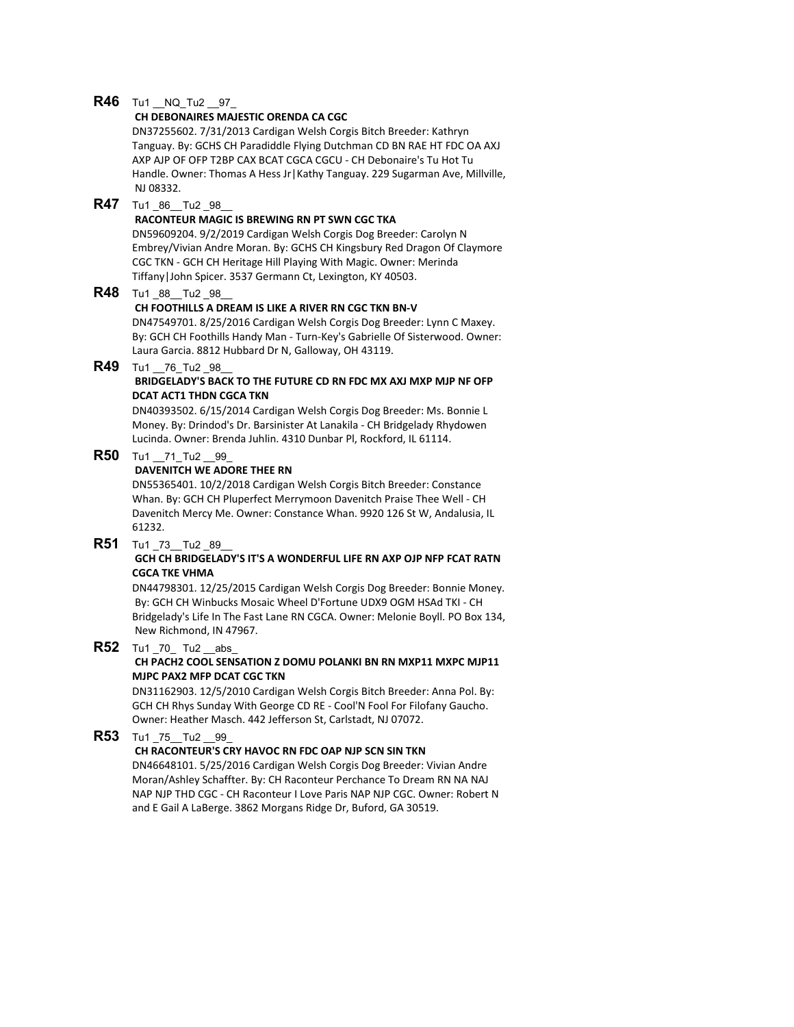**R46** Tu1 __NQ_Tu2 __97_

**CH DEBONAIRES MAJESTIC ORENDA CA CGC**

DN37255602. 7/31/2013 Cardigan Welsh Corgis Bitch Breeder: Kathryn Tanguay. By: GCHS CH Paradiddle Flying Dutchman CD BN RAE HT FDC OA AXJ AXP AJP OF OFP T2BP CAX BCAT CGCA CGCU - CH Debonaire's Tu Hot Tu Handle. Owner: Thomas A Hess Jr|Kathy Tanguay. 229 Sugarman Ave, Millville, NJ 08332.

**R47** Tu1 _86__Tu2 _98__

**RACONTEUR MAGIC IS BREWING RN PT SWN CGC TKA**

DN59609204. 9/2/2019 Cardigan Welsh Corgis Dog Breeder: Carolyn N Embrey/Vivian Andre Moran. By: GCHS CH Kingsbury Red Dragon Of Claymore CGC TKN - GCH CH Heritage Hill Playing With Magic. Owner: Merinda Tiffany|John Spicer. 3537 Germann Ct, Lexington, KY 40503.

**R48** Tu1 _88__Tu2 _98__

**CH FOOTHILLS A DREAM IS LIKE A RIVER RN CGC TKN BN-V**

DN47549701. 8/25/2016 Cardigan Welsh Corgis Dog Breeder: Lynn C Maxey. By: GCH CH Foothills Handy Man - Turn-Key's Gabrielle Of Sisterwood. Owner: Laura Garcia. 8812 Hubbard Dr N, Galloway, OH 43119.

**R49** Tu1 __76_Tu2 _98__

**BRIDGELADY'S BACK TO THE FUTURE CD RN FDC MX AXJ MXP MJP NF OFP DCAT ACT1 THDN CGCA TKN**

DN40393502. 6/15/2014 Cardigan Welsh Corgis Dog Breeder: Ms. Bonnie L Money. By: Drindod's Dr. Barsinister At Lanakila - CH Bridgelady Rhydowen Lucinda. Owner: Brenda Juhlin. 4310 Dunbar Pl, Rockford, IL 61114.

**R50** Tu1 __71_Tu2 __99_

**DAVENITCH WE ADORE THEE RN**

DN55365401. 10/2/2018 Cardigan Welsh Corgis Bitch Breeder: Constance Whan. By: GCH CH Pluperfect Merrymoon Davenitch Praise Thee Well - CH Davenitch Mercy Me. Owner: Constance Whan. 9920 126 St W, Andalusia, IL 61232.

**R51** Tu1 _73__Tu2 _89__

**GCH CH BRIDGELADY'S IT'S A WONDERFUL LIFE RN AXP OJP NFP FCAT RATN CGCA TKE VHMA**

DN44798301. 12/25/2015 Cardigan Welsh Corgis Dog Breeder: Bonnie Money. By: GCH CH Winbucks Mosaic Wheel D'Fortune UDX9 OGM HSAd TKI - CH Bridgelady's Life In The Fast Lane RN CGCA. Owner: Melonie Boyll. PO Box 134, New Richmond, IN 47967.

**R52** Tu1 _70_ Tu2 __abs_

**CH PACH2 COOL SENSATION Z DOMU POLANKI BN RN MXP11 MXPC MJP11 MJPC PAX2 MFP DCAT CGC TKN**

DN31162903. 12/5/2010 Cardigan Welsh Corgis Bitch Breeder: Anna Pol. By: GCH CH Rhys Sunday With George CD RE - Cool'N Fool For Filofany Gaucho. Owner: Heather Masch. 442 Jefferson St, Carlstadt, NJ 07072.

**R53** Tu1 _75__Tu2 __99_

**CH RACONTEUR'S CRY HAVOC RN FDC OAP NJP SCN SIN TKN**

DN46648101. 5/25/2016 Cardigan Welsh Corgis Dog Breeder: Vivian Andre Moran/Ashley Schaffter. By: CH Raconteur Perchance To Dream RN NA NAJ NAP NJP THD CGC - CH Raconteur I Love Paris NAP NJP CGC. Owner: Robert N and E Gail A LaBerge. 3862 Morgans Ridge Dr, Buford, GA 30519.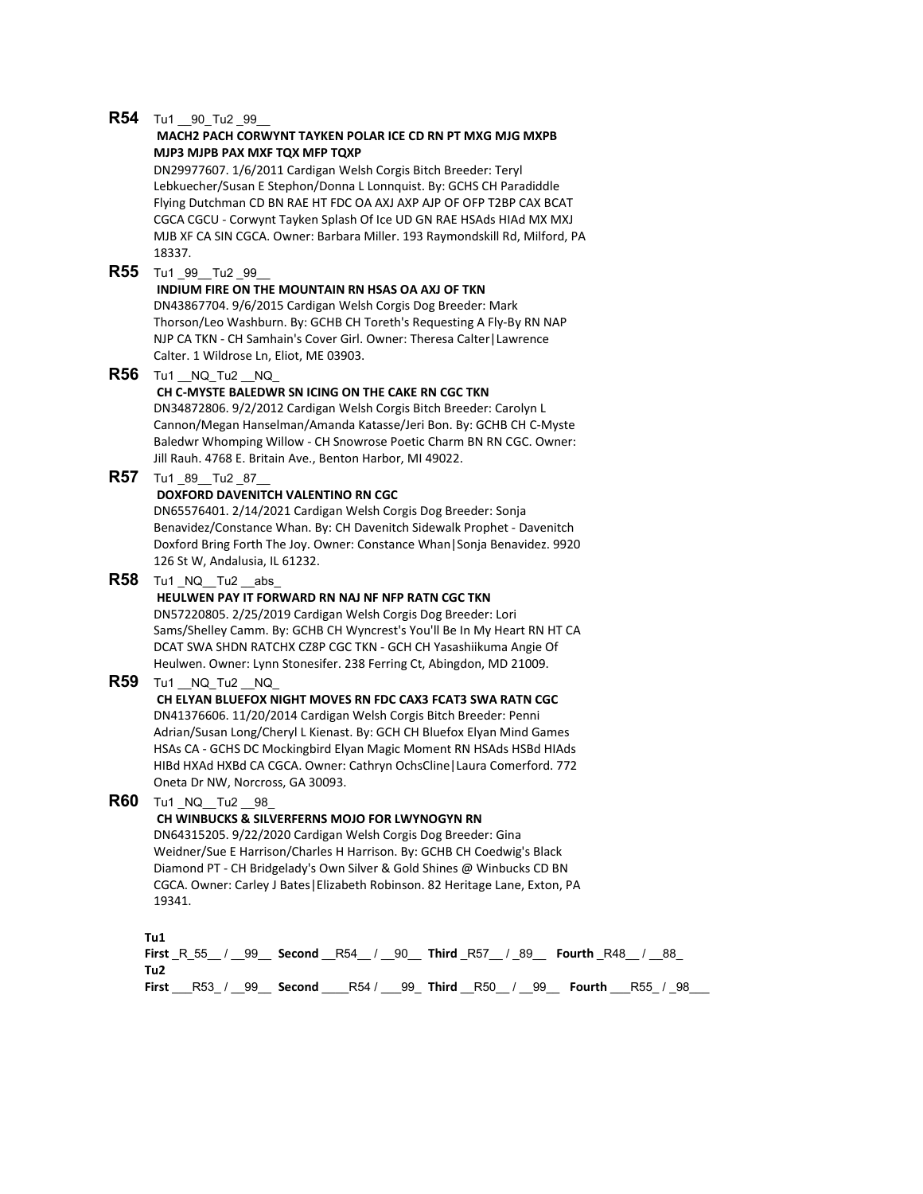**R54** Tu1 __90_Tu2 _99__

**MACH2 PACH CORWYNT TAYKEN POLAR ICE CD RN PT MXG MJG MXPB MJP3 MJPB PAX MXF TQX MFP TQXP**

DN29977607. 1/6/2011 Cardigan Welsh Corgis Bitch Breeder: Teryl Lebkuecher/Susan E Stephon/Donna L Lonnquist. By: GCHS CH Paradiddle Flying Dutchman CD BN RAE HT FDC OA AXJ AXP AJP OF OFP T2BP CAX BCAT CGCA CGCU - Corwynt Tayken Splash Of Ice UD GN RAE HSAds HIAd MX MXJ MJB XF CA SIN CGCA. Owner: Barbara Miller. 193 Raymondskill Rd, Milford, PA 18337.

**R55** Tu1 _99__Tu2 _99__

**INDIUM FIRE ON THE MOUNTAIN RN HSAS OA AXJ OF TKN**

DN43867704. 9/6/2015 Cardigan Welsh Corgis Dog Breeder: Mark Thorson/Leo Washburn. By: GCHB CH Toreth's Requesting A Fly-By RN NAP NJP CA TKN - CH Samhain's Cover Girl. Owner: Theresa Calter|Lawrence Calter. 1 Wildrose Ln, Eliot, ME 03903.

**R56** Tu1 __NQ_Tu2 __NQ_

**CH C-MYSTE BALEDWR SN ICING ON THE CAKE RN CGC TKN**

DN34872806. 9/2/2012 Cardigan Welsh Corgis Bitch Breeder: Carolyn L Cannon/Megan Hanselman/Amanda Katasse/Jeri Bon. By: GCHB CH C-Myste Baledwr Whomping Willow - CH Snowrose Poetic Charm BN RN CGC. Owner: Jill Rauh. 4768 E. Britain Ave., Benton Harbor, MI 49022.

**R57** Tu1 _89__Tu2 _87__

**DOXFORD DAVENITCH VALENTINO RN CGC**

DN65576401. 2/14/2021 Cardigan Welsh Corgis Dog Breeder: Sonja Benavidez/Constance Whan. By: CH Davenitch Sidewalk Prophet - Davenitch Doxford Bring Forth The Joy. Owner: Constance Whan|Sonja Benavidez. 9920 126 St W, Andalusia, IL 61232.

**R58** Tu1 _NQ__Tu2 __abs_

**HEULWEN PAY IT FORWARD RN NAJ NF NFP RATN CGC TKN**

DN57220805. 2/25/2019 Cardigan Welsh Corgis Dog Breeder: Lori Sams/Shelley Camm. By: GCHB CH Wyncrest's You'll Be In My Heart RN HT CA DCAT SWA SHDN RATCHX CZ8P CGC TKN - GCH CH Yasashiikuma Angie Of Heulwen. Owner: Lynn Stonesifer. 238 Ferring Ct, Abingdon, MD 21009.

**R59** Tu1 __NQ_Tu2 __NQ_

**CH ELYAN BLUEFOX NIGHT MOVES RN FDC CAX3 FCAT3 SWA RATN CGC**

DN41376606. 11/20/2014 Cardigan Welsh Corgis Bitch Breeder: Penni Adrian/Susan Long/Cheryl L Kienast. By: GCH CH Bluefox Elyan Mind Games HSAs CA - GCHS DC Mockingbird Elyan Magic Moment RN HSAds HSBd HIAds HIBd HXAd HXBd CA CGCA. Owner: Cathryn OchsCline|Laura Comerford. 772 Oneta Dr NW, Norcross, GA 30093.

**R60** Tu1 _NQ__Tu2 __98_

**CH WINBUCKS & SILVERFERNS MOJO FOR LWYNOGYN RN**

DN64315205. 9/22/2020 Cardigan Welsh Corgis Dog Breeder: Gina Weidner/Sue E Harrison/Charles H Harrison. By: GCHB CH Coedwig's Black Diamond PT - CH Bridgelady's Own Silver & Gold Shines @ Winbucks CD BN CGCA. Owner: Carley J Bates|Elizabeth Robinson. 82 Heritage Lane, Exton, PA 19341.

**Tu1**

**First** _R_55__ / __99__ **Second** __R54__ / __90__ **Third** _R57__ / _89__ **Fourth** _R48__ / __88_

**Tu2**

**First** ___R53_ / __99__ **Second** ____R54 / ___99_ **Third** __R50__ / __99__ **Fourth** ___R55_ / _98___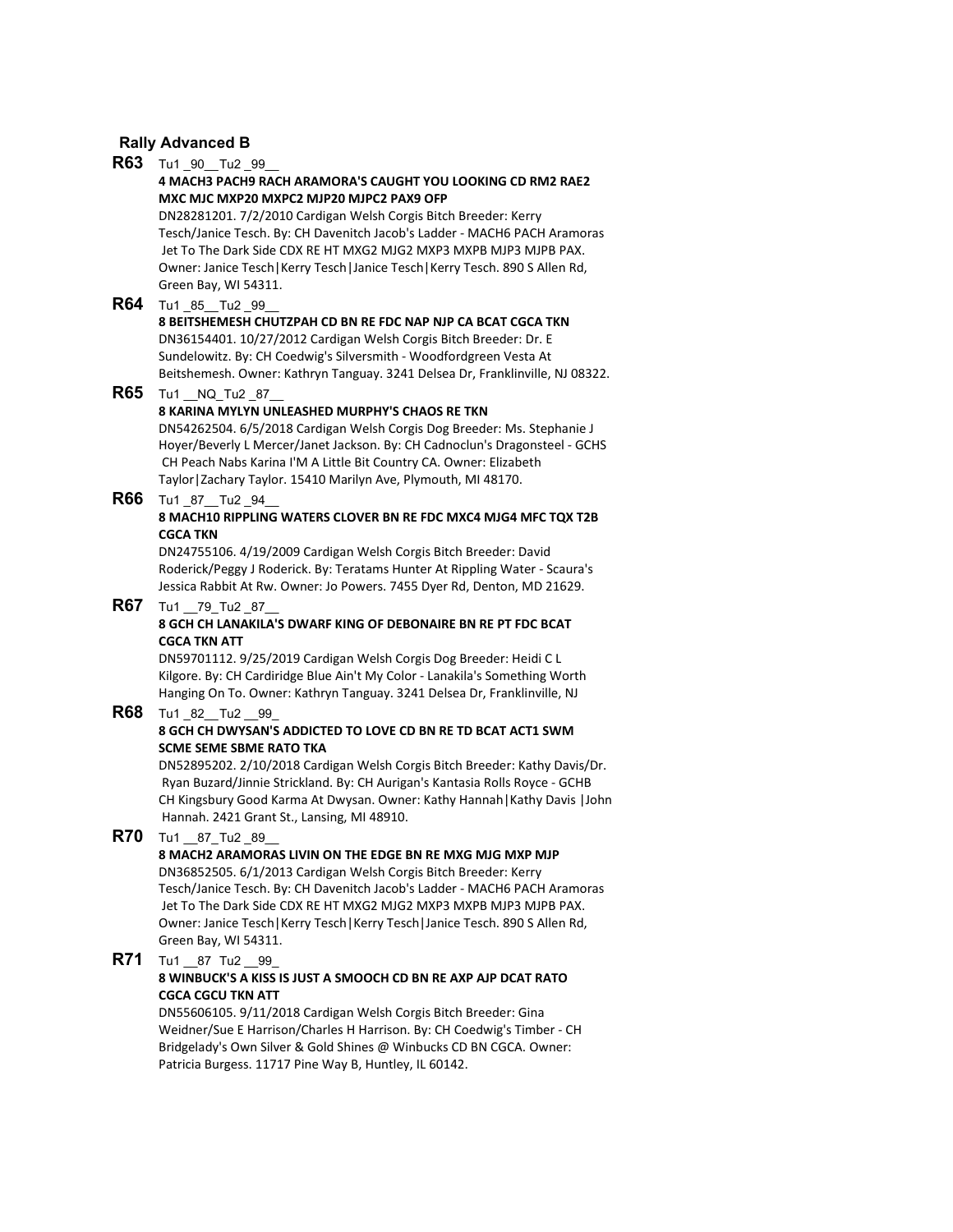### Rally Advanced B

**R63** Tu1 _90__Tu2 _99__

**4 MACH3 PACH9 RACH ARAMORA'S CAUGHT YOU LOOKING CD RM2 RAE2 MXC MJC MXP20 MXPC2 MJP20 MJPC2 PAX9 OFP**

DN28281201. 7/2/2010 Cardigan Welsh Corgis Bitch Breeder: Kerry Tesch/Janice Tesch. By: CH Davenitch Jacob's Ladder - MACH6 PACH Aramoras Jet To The Dark Side CDX RE HT MXG2 MJG2 MXP3 MXPB MJP3 MJPB PAX. Owner: Janice Tesch|Kerry Tesch|Janice Tesch|Kerry Tesch. 890 S Allen Rd, Green Bay, WI 54311.

**R64** Tu1 _85__Tu2 _99__

**8 BEITSHEMESH CHUTZPAH CD BN RE FDC NAP NJP CA BCAT CGCA TKN**

DN36154401. 10/27/2012 Cardigan Welsh Corgis Bitch Breeder: Dr. E Sundelowitz. By: CH Coedwig's Silversmith - Woodfordgreen Vesta At Beitshemesh. Owner: Kathryn Tanguay. 3241 Delsea Dr, Franklinville, NJ 08322.

**R65** Tu1 __NQ_Tu2 _87__

**8 KARINA MYLYN UNLEASHED MURPHY'S CHAOS RE TKN**

DN54262504. 6/5/2018 Cardigan Welsh Corgis Dog Breeder: Ms. Stephanie J Hoyer/Beverly L Mercer/Janet Jackson. By: CH Cadnoclun's Dragonsteel - GCHS CH Peach Nabs Karina I'M A Little Bit Country CA. Owner: Elizabeth Taylor|Zachary Taylor. 15410 Marilyn Ave, Plymouth, MI 48170.

**R66** Tu1 _87__Tu2 _94__

**8 MACH10 RIPPLING WATERS CLOVER BN RE FDC MXC4 MJG4 MFC TQX T2B CGCA TKN**

DN24755106. 4/19/2009 Cardigan Welsh Corgis Bitch Breeder: David Roderick/Peggy J Roderick. By: Teratams Hunter At Rippling Water - Scaura's Jessica Rabbit At Rw. Owner: Jo Powers. 7455 Dyer Rd, Denton, MD 21629.

**R67** Tu1 __79_Tu2 _87__

**8 GCH CH LANAKILA'S DWARF KING OF DEBONAIRE BN RE PT FDC BCAT CGCA TKN ATT**

DN59701112. 9/25/2019 Cardigan Welsh Corgis Dog Breeder: Heidi C L Kilgore. By: CH Cardiridge Blue Ain't My Color - Lanakila's Something Worth Hanging On To. Owner: Kathryn Tanguay. 3241 Delsea Dr, Franklinville, NJ

**R68** Tu1 _82__Tu2 __99_

**8 GCH CH DWYSAN'S ADDICTED TO LOVE CD BN RE TD BCAT ACT1 SWM SCME SEME SBME RATO TKA**

DN52895202. 2/10/2018 Cardigan Welsh Corgis Bitch Breeder: Kathy Davis/Dr. Ryan Buzard/Jinnie Strickland. By: CH Aurigan's Kantasia Rolls Royce - GCHB CH Kingsbury Good Karma At Dwysan. Owner: Kathy Hannah|Kathy Davis |John Hannah. 2421 Grant St., Lansing, MI 48910.

**R70** Tu1 __87_Tu2 _89__

**8 MACH2 ARAMORAS LIVIN ON THE EDGE BN RE MXG MJG MXP MJP**

DN36852505. 6/1/2013 Cardigan Welsh Corgis Bitch Breeder: Kerry Tesch/Janice Tesch. By: CH Davenitch Jacob's Ladder - MACH6 PACH Aramoras Jet To The Dark Side CDX RE HT MXG2 MJG2 MXP3 MXPB MJP3 MJPB PAX. Owner: Janice Tesch|Kerry Tesch|Kerry Tesch|Janice Tesch. 890 S Allen Rd, Green Bay, WI 54311.

**R71** Tu1 __87 Tu2 __99_

**8 WINBUCK'S A KISS IS JUST A SMOOCH CD BN RE AXP AJP DCAT RATO CGCA CGCU TKN ATT**

DN55606105. 9/11/2018 Cardigan Welsh Corgis Bitch Breeder: Gina Weidner/Sue E Harrison/Charles H Harrison. By: CH Coedwig's Timber - CH Bridgelady's Own Silver & Gold Shines @ Winbucks CD BN CGCA. Owner: Patricia Burgess. 11717 Pine Way B, Huntley, IL 60142.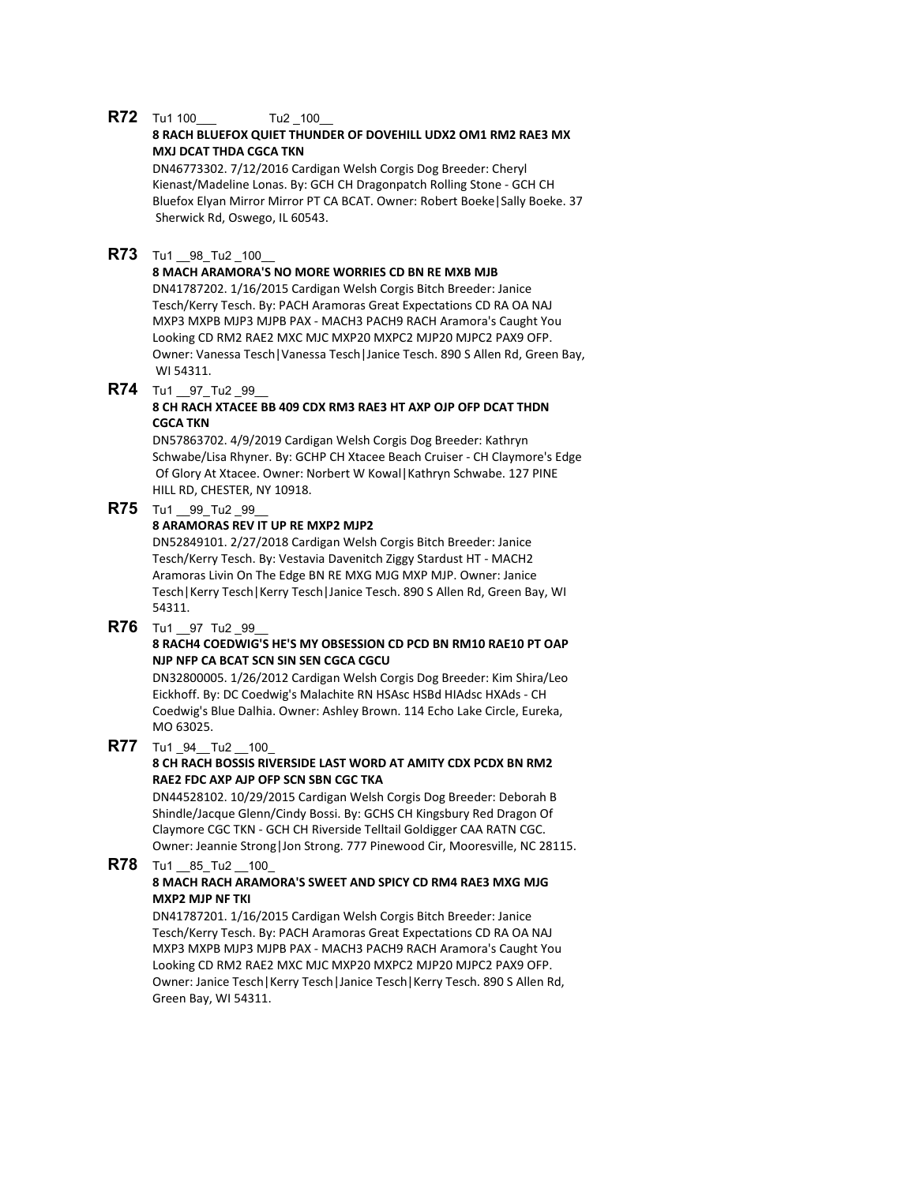**R72** Tu1 100___ Tu2 _100__

**8 RACH BLUEFOX QUIET THUNDER OF DOVEHILL UDX2 OM1 RM2 RAE3 MX MXJ DCAT THDA CGCA TKN**

DN46773302. 7/12/2016 Cardigan Welsh Corgis Dog Breeder: Cheryl Kienast/Madeline Lonas. By: GCH CH Dragonpatch Rolling Stone - GCH CH Bluefox Elyan Mirror Mirror PT CA BCAT. Owner: Robert Boeke|Sally Boeke. 37 Sherwick Rd, Oswego, IL 60543.

**R73** Tu1 __98_Tu2 _100__

**8 MACH ARAMORA'S NO MORE WORRIES CD BN RE MXB MJB**

DN41787202. 1/16/2015 Cardigan Welsh Corgis Bitch Breeder: Janice Tesch/Kerry Tesch. By: PACH Aramoras Great Expectations CD RA OA NAJ MXP3 MXPB MJP3 MJPB PAX - MACH3 PACH9 RACH Aramora's Caught You Looking CD RM2 RAE2 MXC MJC MXP20 MXPC2 MJP20 MJPC2 PAX9 OFP. Owner: Vanessa Tesch|Vanessa Tesch|Janice Tesch. 890 S Allen Rd, Green Bay, WI 54311.

**R74** Tu1 __97_Tu2 _99__

**8 CH RACH XTACEE BB 409 CDX RM3 RAE3 HT AXP OJP OFP DCAT THDN CGCA TKN**

DN57863702. 4/9/2019 Cardigan Welsh Corgis Dog Breeder: Kathryn Schwabe/Lisa Rhyner. By: GCHP CH Xtacee Beach Cruiser - CH Claymore's Edge Of Glory At Xtacee. Owner: Norbert W Kowal|Kathryn Schwabe. 127 PINE HILL RD, CHESTER, NY 10918.

**R75** Tu1 __99_Tu2 _99__

**8 ARAMORAS REV IT UP RE MXP2 MJP2**

DN52849101. 2/27/2018 Cardigan Welsh Corgis Bitch Breeder: Janice Tesch/Kerry Tesch. By: Vestavia Davenitch Ziggy Stardust HT - MACH2 Aramoras Livin On The Edge BN RE MXG MJG MXP MJP. Owner: Janice Tesch|Kerry Tesch|Kerry Tesch|Janice Tesch. 890 S Allen Rd, Green Bay, WI 54311.

**R76** Tu1 __97 Tu2 _99__

**8 RACH4 COEDWIG'S HE'S MY OBSESSION CD PCD BN RM10 RAE10 PT OAP NJP NFP CA BCAT SCN SIN SEN CGCA CGCU**

DN32800005. 1/26/2012 Cardigan Welsh Corgis Dog Breeder: Kim Shira/Leo Eickhoff. By: DC Coedwig's Malachite RN HSAsc HSBd HIAdsc HXAds - CH Coedwig's Blue Dalhia. Owner: Ashley Brown. 114 Echo Lake Circle, Eureka, MO 63025.

**R77** Tu1 _94__Tu2 __100_

**8 CH RACH BOSSIS RIVERSIDE LAST WORD AT AMITY CDX PCDX BN RM2 RAE2 FDC AXP AJP OFP SCN SBN CGC TKA**

DN44528102. 10/29/2015 Cardigan Welsh Corgis Dog Breeder: Deborah B Shindle/Jacque Glenn/Cindy Bossi. By: GCHS CH Kingsbury Red Dragon Of Claymore CGC TKN - GCH CH Riverside Telltail Goldigger CAA RATN CGC. Owner: Jeannie Strong|Jon Strong. 777 Pinewood Cir, Mooresville, NC 28115.

**R78** Tu1 __85_Tu2 __100_

**8 MACH RACH ARAMORA'S SWEET AND SPICY CD RM4 RAE3 MXG MJG MXP2 MJP NF TKI**

DN41787201. 1/16/2015 Cardigan Welsh Corgis Bitch Breeder: Janice Tesch/Kerry Tesch. By: PACH Aramoras Great Expectations CD RA OA NAJ MXP3 MXPB MJP3 MJPB PAX - MACH3 PACH9 RACH Aramora's Caught You Looking CD RM2 RAE2 MXC MJC MXP20 MXPC2 MJP20 MJPC2 PAX9 OFP. Owner: Janice Tesch|Kerry Tesch|Janice Tesch|Kerry Tesch. 890 S Allen Rd, Green Bay, WI 54311.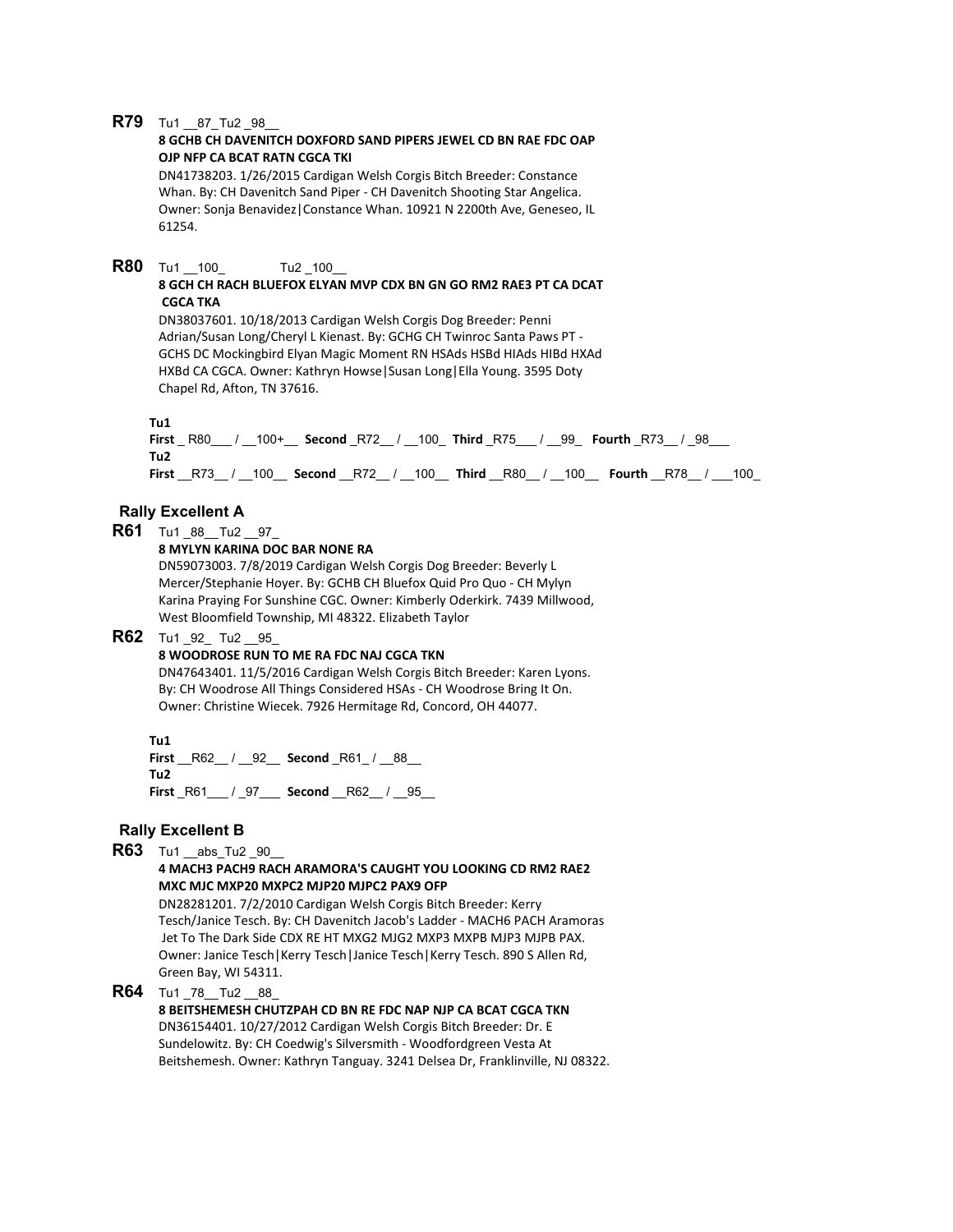**R79** Tu1 __87_ Tu2 _98__

**8 GCHB CH DAVENITCH DOXFORD SAND PIPERS JEWEL CD BN RAE FDC OAP OJP NFP CA BCAT RATN CGCA TKI**

DN41738203. 1/26/2015 Cardigan Welsh Corgis Bitch Breeder: Constance Whan. By: CH Davenitch Sand Piper - CH Davenitch Shooting Star Angelica. Owner: Sonja Benavidez|Constance Whan. 10921 N 2200th Ave, Geneseo, IL 61254.

**R80** Tu1 __100_ Tu2 _100__

**8 GCH CH RACH BLUEFOX ELYAN MVP CDX BN GN GO RM2 RAE3 PT CA DCAT CGCA TKA**

DN38037601. 10/18/2013 Cardigan Welsh Corgis Dog Breeder: Penni Adrian/Susan Long/Cheryl L Kienast. By: GCHG CH Twinroc Santa Paws PT - GCHS DC Mockingbird Elyan Magic Moment RN HSAds HSBd HIAds HIBd HXAd HXBd CA CGCA. Owner: Kathryn Howse|Susan Long|Ella Young. 3595 Doty Chapel Rd, Afton, TN 37616.

**Tu1**
**First** _ R80___ / __100+__ **Second** _R72__ / __100_ **Third** _R75___ / __99_ **Fourth** _R73__ / _98___
**Tu2**
**First** __R73__ / __100__ **Second** __R72__ / __100__ **Third** __R80__ / __100__ **Fourth** __R78__ / ___100_

## Rally Excellent A

**R61** Tu1 _88__ Tu2 __97_

**8 MYLYN KARINA DOC BAR NONE RA**

DN59073003. 7/8/2019 Cardigan Welsh Corgis Dog Breeder: Beverly L Mercer/Stephanie Hoyer. By: GCHB CH Bluefox Quid Pro Quo - CH Mylyn Karina Praying For Sunshine CGC. Owner: Kimberly Oderkirk. 7439 Millwood, West Bloomfield Township, MI 48322. Elizabeth Taylor

**R62** Tu1 _92_ Tu2 __95_

**8 WOODROSE RUN TO ME RA FDC NAJ CGCA TKN**

DN47643401. 11/5/2016 Cardigan Welsh Corgis Bitch Breeder: Karen Lyons. By: CH Woodrose All Things Considered HSAs - CH Woodrose Bring It On. Owner: Christine Wiecek. 7926 Hermitage Rd, Concord, OH 44077.

**Tu1**
**First** __R62__ / __92__ **Second** _R61_ / __88__
**Tu2**
**First** _R61___ / _97___ **Second** __R62__ / __95__

## Rally Excellent B

**R63** Tu1 __abs_ Tu2 _90__

**4 MACH3 PACH9 RACH ARAMORA'S CAUGHT YOU LOOKING CD RM2 RAE2 MXC MJC MXP20 MXPC2 MJP20 MJPC2 PAX9 OFP**

DN28281201. 7/2/2010 Cardigan Welsh Corgis Bitch Breeder: Kerry Tesch/Janice Tesch. By: CH Davenitch Jacob's Ladder - MACH6 PACH Aramoras Jet To The Dark Side CDX RE HT MXG2 MJG2 MXP3 MXPB MJP3 MJPB PAX. Owner: Janice Tesch|Kerry Tesch|Janice Tesch|Kerry Tesch. 890 S Allen Rd, Green Bay, WI 54311.

**R64** Tu1 _78__ Tu2 __88_

**8 BEITSHEMESH CHUTZPAH CD BN RE FDC NAP NJP CA BCAT CGCA TKN**

DN36154401. 10/27/2012 Cardigan Welsh Corgis Bitch Breeder: Dr. E Sundelowitz. By: CH Coedwig's Silversmith - Woodfordgreen Vesta At Beitshemesh. Owner: Kathryn Tanguay. 3241 Delsea Dr, Franklinville, NJ 08322.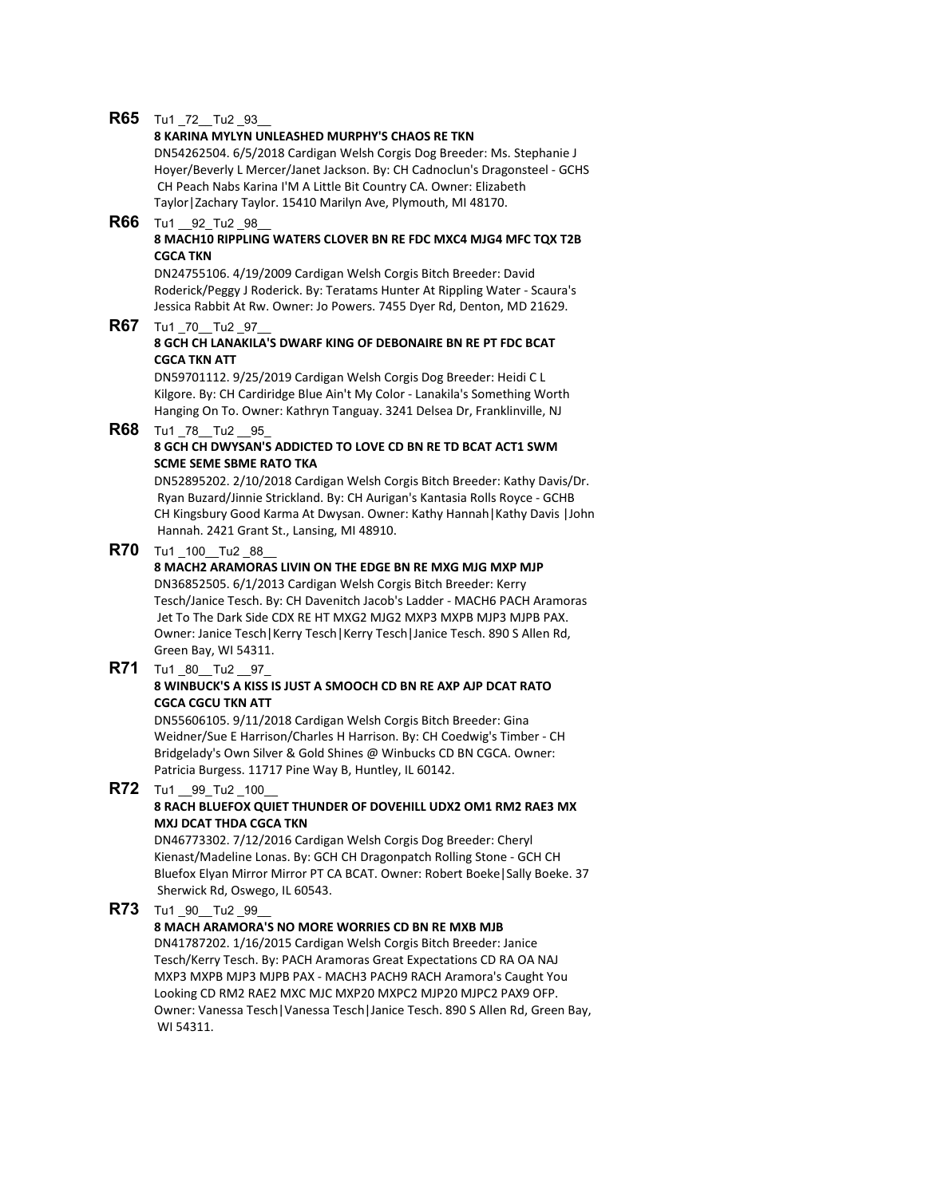**R65** Tu1 _72__Tu2 _93__

**8 KARINA MYLYN UNLEASHED MURPHY'S CHAOS RE TKN**

DN54262504. 6/5/2018 Cardigan Welsh Corgis Dog Breeder: Ms. Stephanie J Hoyer/Beverly L Mercer/Janet Jackson. By: CH Cadnoclun's Dragonsteel - GCHS CH Peach Nabs Karina I'M A Little Bit Country CA. Owner: Elizabeth Taylor|Zachary Taylor. 15410 Marilyn Ave, Plymouth, MI 48170.

**R66** Tu1 __92_Tu2 _98__

**8 MACH10 RIPPLING WATERS CLOVER BN RE FDC MXC4 MJG4 MFC TQX T2B CGCA TKN**

DN24755106. 4/19/2009 Cardigan Welsh Corgis Bitch Breeder: David Roderick/Peggy J Roderick. By: Teratams Hunter At Rippling Water - Scaura's Jessica Rabbit At Rw. Owner: Jo Powers. 7455 Dyer Rd, Denton, MD 21629.

**R67** Tu1 _70__Tu2 _97__

**8 GCH CH LANAKILA'S DWARF KING OF DEBONAIRE BN RE PT FDC BCAT CGCA TKN ATT**

DN59701112. 9/25/2019 Cardigan Welsh Corgis Dog Breeder: Heidi C L Kilgore. By: CH Cardiridge Blue Ain't My Color - Lanakila's Something Worth Hanging On To. Owner: Kathryn Tanguay. 3241 Delsea Dr, Franklinville, NJ

**R68** Tu1 _78__Tu2 __95_

**8 GCH CH DWYSAN'S ADDICTED TO LOVE CD BN RE TD BCAT ACT1 SWM SCME SEME SBME RATO TKA**

DN52895202. 2/10/2018 Cardigan Welsh Corgis Bitch Breeder: Kathy Davis/Dr. Ryan Buzard/Jinnie Strickland. By: CH Aurigan's Kantasia Rolls Royce - GCHB CH Kingsbury Good Karma At Dwysan. Owner: Kathy Hannah|Kathy Davis |John Hannah. 2421 Grant St., Lansing, MI 48910.

**R70** Tu1 _100__Tu2 _88__

**8 MACH2 ARAMORAS LIVIN ON THE EDGE BN RE MXG MJG MXP MJP**

DN36852505. 6/1/2013 Cardigan Welsh Corgis Bitch Breeder: Kerry Tesch/Janice Tesch. By: CH Davenitch Jacob's Ladder - MACH6 PACH Aramoras Jet To The Dark Side CDX RE HT MXG2 MJG2 MXP3 MXPB MJP3 MJPB PAX. Owner: Janice Tesch|Kerry Tesch|Kerry Tesch|Janice Tesch. 890 S Allen Rd, Green Bay, WI 54311.

**R71** Tu1 _80__Tu2 __97_

**8 WINBUCK'S A KISS IS JUST A SMOOCH CD BN RE AXP AJP DCAT RATO CGCA CGCU TKN ATT**

DN55606105. 9/11/2018 Cardigan Welsh Corgis Bitch Breeder: Gina Weidner/Sue E Harrison/Charles H Harrison. By: CH Coedwig's Timber - CH Bridgelady's Own Silver & Gold Shines @ Winbucks CD BN CGCA. Owner: Patricia Burgess. 11717 Pine Way B, Huntley, IL 60142.

**R72** Tu1 __99_Tu2 _100__

**8 RACH BLUEFOX QUIET THUNDER OF DOVEHILL UDX2 OM1 RM2 RAE3 MX MXJ DCAT THDA CGCA TKN**

DN46773302. 7/12/2016 Cardigan Welsh Corgis Dog Breeder: Cheryl Kienast/Madeline Lonas. By: GCH CH Dragonpatch Rolling Stone - GCH CH Bluefox Elyan Mirror Mirror PT CA BCAT. Owner: Robert Boeke|Sally Boeke. 37 Sherwick Rd, Oswego, IL 60543.

**R73** Tu1 _90__Tu2 _99__

**8 MACH ARAMORA'S NO MORE WORRIES CD BN RE MXB MJB**

DN41787202. 1/16/2015 Cardigan Welsh Corgis Bitch Breeder: Janice Tesch/Kerry Tesch. By: PACH Aramoras Great Expectations CD RA OA NAJ MXP3 MXPB MJP3 MJPB PAX - MACH3 PACH9 RACH Aramora's Caught You Looking CD RM2 RAE2 MXC MJC MXP20 MXPC2 MJP20 MJPC2 PAX9 OFP. Owner: Vanessa Tesch|Vanessa Tesch|Janice Tesch. 890 S Allen Rd, Green Bay, WI 54311.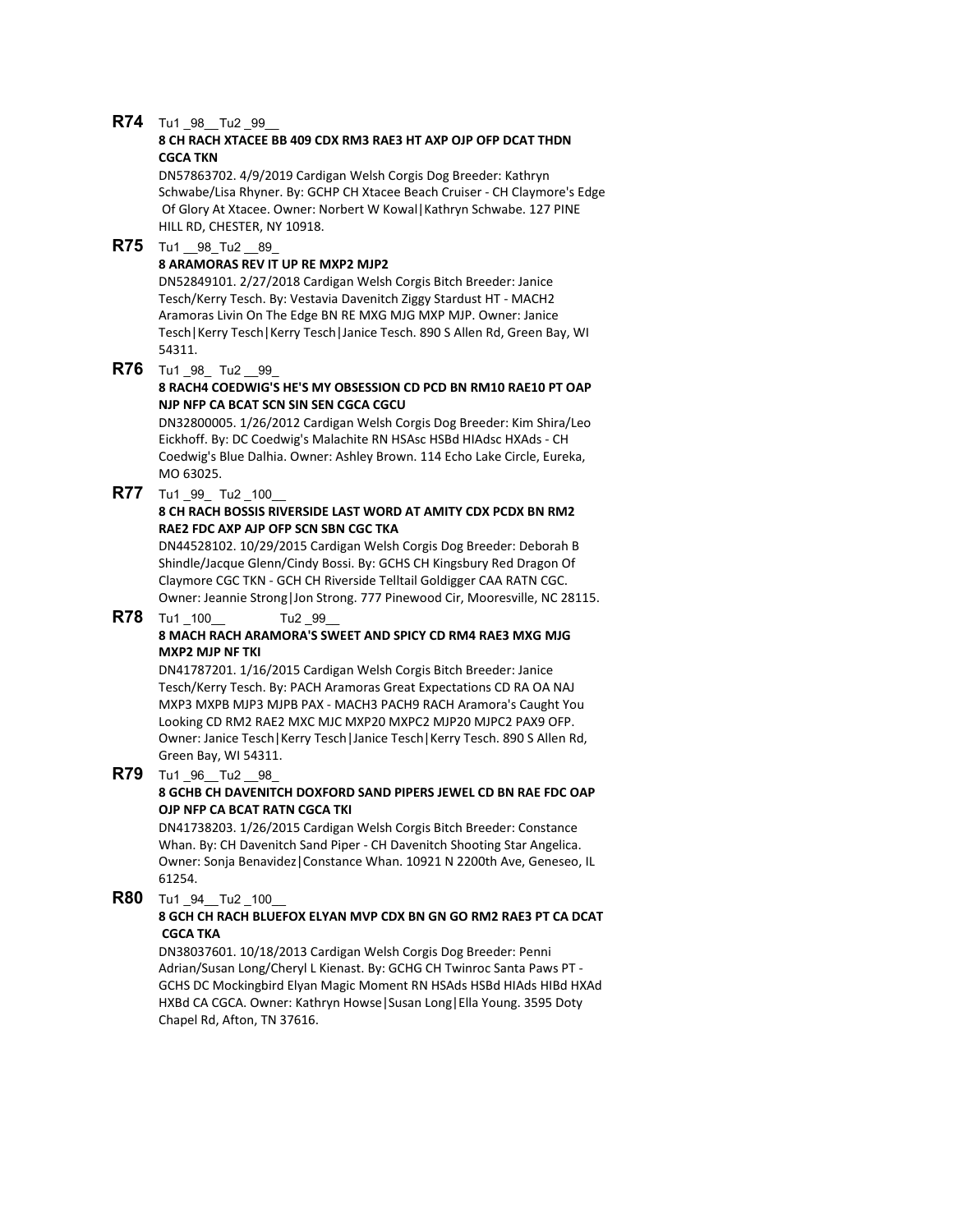**R74** Tu1 _98__ Tu2 _99__

**8 CH RACH XTACEE BB 409 CDX RM3 RAE3 HT AXP OJP OFP DCAT THDN CGCA TKN**

DN57863702. 4/9/2019 Cardigan Welsh Corgis Dog Breeder: Kathryn Schwabe/Lisa Rhyner. By: GCHP CH Xtacee Beach Cruiser - CH Claymore's Edge Of Glory At Xtacee. Owner: Norbert W Kowal|Kathryn Schwabe. 127 PINE HILL RD, CHESTER, NY 10918.

**R75** Tu1 __98_ Tu2 __89_

**8 ARAMORAS REV IT UP RE MXP2 MJP2**

DN52849101. 2/27/2018 Cardigan Welsh Corgis Bitch Breeder: Janice Tesch/Kerry Tesch. By: Vestavia Davenitch Ziggy Stardust HT - MACH2 Aramoras Livin On The Edge BN RE MXG MJG MXP MJP. Owner: Janice Tesch|Kerry Tesch|Kerry Tesch|Janice Tesch. 890 S Allen Rd, Green Bay, WI 54311.

**R76** Tu1 _98_ Tu2 __99_

**8 RACH4 COEDWIG'S HE'S MY OBSESSION CD PCD BN RM10 RAE10 PT OAP NJP NFP CA BCAT SCN SIN SEN CGCA CGCU**

DN32800005. 1/26/2012 Cardigan Welsh Corgis Dog Breeder: Kim Shira/Leo Eickhoff. By: DC Coedwig's Malachite RN HSAsc HSBd HIAdsc HXAds - CH Coedwig's Blue Dalhia. Owner: Ashley Brown. 114 Echo Lake Circle, Eureka, MO 63025.

**R77** Tu1 _99_ Tu2 _100__

**8 CH RACH BOSSIS RIVERSIDE LAST WORD AT AMITY CDX PCDX BN RM2 RAE2 FDC AXP AJP OFP SCN SBN CGC TKA**

DN44528102. 10/29/2015 Cardigan Welsh Corgis Dog Breeder: Deborah B Shindle/Jacque Glenn/Cindy Bossi. By: GCHS CH Kingsbury Red Dragon Of Claymore CGC TKN - GCH CH Riverside Telltail Goldigger CAA RATN CGC. Owner: Jeannie Strong|Jon Strong. 777 Pinewood Cir, Mooresville, NC 28115.

**R78** Tu1 _100__ Tu2 _99__

**8 MACH RACH ARAMORA'S SWEET AND SPICY CD RM4 RAE3 MXG MJG MXP2 MJP NF TKI**

DN41787201. 1/16/2015 Cardigan Welsh Corgis Bitch Breeder: Janice Tesch/Kerry Tesch. By: PACH Aramoras Great Expectations CD RA OA NAJ MXP3 MXPB MJP3 MJPB PAX - MACH3 PACH9 RACH Aramora's Caught You Looking CD RM2 RAE2 MXC MJC MXP20 MXPC2 MJP20 MJPC2 PAX9 OFP. Owner: Janice Tesch|Kerry Tesch|Janice Tesch|Kerry Tesch. 890 S Allen Rd, Green Bay, WI 54311.

**R79** Tu1 _96__ Tu2 __98_

**8 GCHB CH DAVENITCH DOXFORD SAND PIPERS JEWEL CD BN RAE FDC OAP OJP NFP CA BCAT RATN CGCA TKI**

DN41738203. 1/26/2015 Cardigan Welsh Corgis Bitch Breeder: Constance Whan. By: CH Davenitch Sand Piper - CH Davenitch Shooting Star Angelica. Owner: Sonja Benavidez|Constance Whan. 10921 N 2200th Ave, Geneseo, IL 61254.

**R80** Tu1 _94__ Tu2 _100__

**8 GCH CH RACH BLUEFOX ELYAN MVP CDX BN GN GO RM2 RAE3 PT CA DCAT CGCA TKA**

DN38037601. 10/18/2013 Cardigan Welsh Corgis Dog Breeder: Penni Adrian/Susan Long/Cheryl L Kienast. By: GCHG CH Twinroc Santa Paws PT - GCHS DC Mockingbird Elyan Magic Moment RN HSAds HSBd HIAds HIBd HXAd HXBd CA CGCA. Owner: Kathryn Howse|Susan Long|Ella Young. 3595 Doty Chapel Rd, Afton, TN 37616.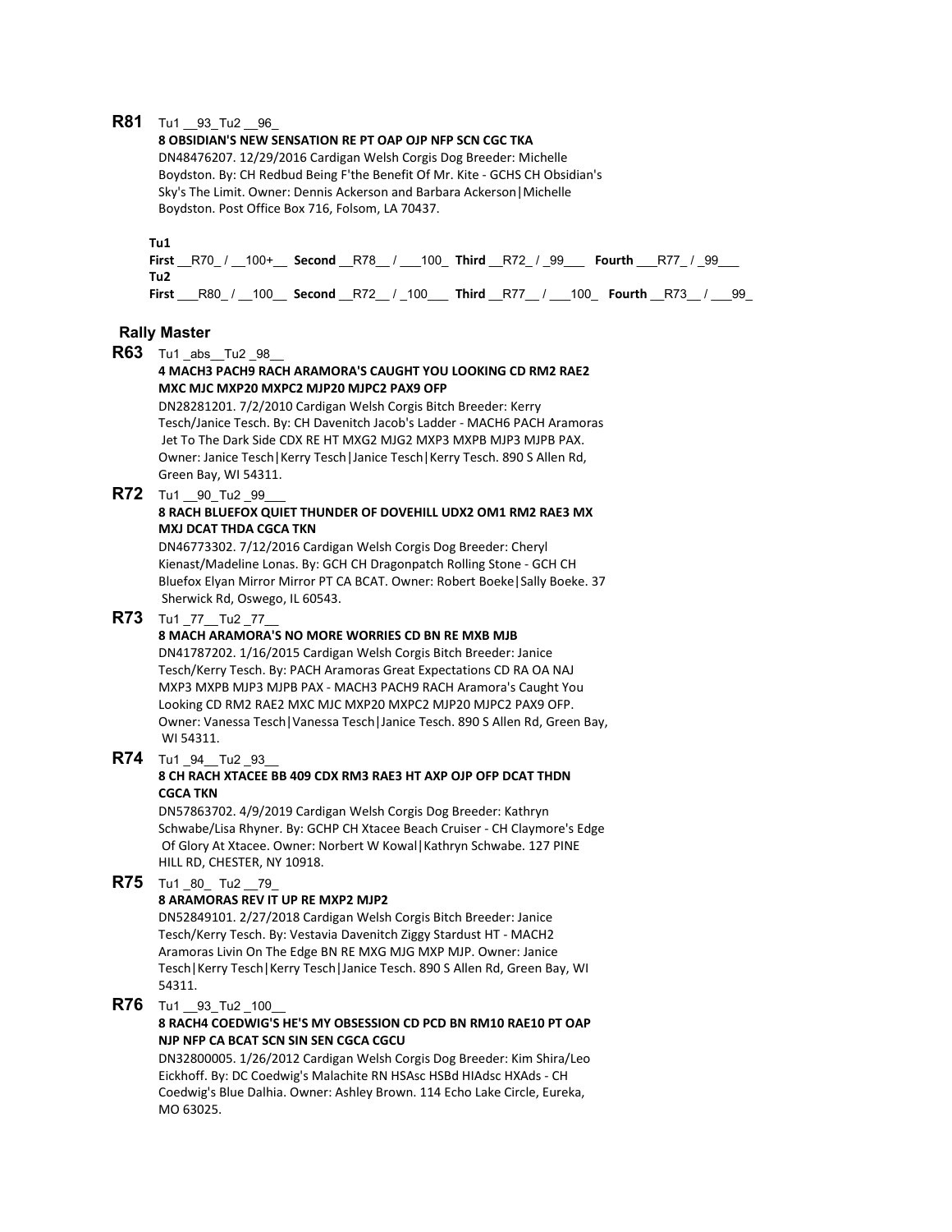**R81** Tu1 __93_Tu2 __96_

**8 OBSIDIAN'S NEW SENSATION RE PT OAP OJP NFP SCN CGC TKA**
DN48476207. 12/29/2016 Cardigan Welsh Corgis Dog Breeder: Michelle Boydston. By: CH Redbud Being F'the Benefit Of Mr. Kite - GCHS CH Obsidian's Sky's The Limit. Owner: Dennis Ackerson and Barbara Ackerson|Michelle Boydston. Post Office Box 716, Folsom, LA 70437.

**Tu1**
**First** __R70_ / __100+__ **Second** __R78__ / ___100_ **Third** __R72_ / _99___ **Fourth** ___R77_ / _99___
**Tu2**
**First** ___R80_ / __100__ **Second** __R72__ / _100___ **Third** __R77__ / ___100_ **Fourth** __R73__ / ___99_

## Rally Master

**R63** Tu1 _abs__Tu2 _98__

**4 MACH3 PACH9 RACH ARAMORA'S CAUGHT YOU LOOKING CD RM2 RAE2 MXC MJC MXP20 MXPC2 MJP20 MJPC2 PAX9 OFP**
DN28281201. 7/2/2010 Cardigan Welsh Corgis Bitch Breeder: Kerry Tesch/Janice Tesch. By: CH Davenitch Jacob's Ladder - MACH6 PACH Aramoras Jet To The Dark Side CDX RE HT MXG2 MJG2 MXP3 MXPB MJP3 MJPB PAX. Owner: Janice Tesch|Kerry Tesch|Janice Tesch|Kerry Tesch. 890 S Allen Rd, Green Bay, WI 54311.

**R72** Tu1 __90_Tu2 _99___

**8 RACH BLUEFOX QUIET THUNDER OF DOVEHILL UDX2 OM1 RM2 RAE3 MX MXJ DCAT THDA CGCA TKN**
DN46773302. 7/12/2016 Cardigan Welsh Corgis Dog Breeder: Cheryl Kienast/Madeline Lonas. By: GCH CH Dragonpatch Rolling Stone - GCH CH Bluefox Elyan Mirror Mirror PT CA BCAT. Owner: Robert Boeke|Sally Boeke. 37 Sherwick Rd, Oswego, IL 60543.

**R73** Tu1 _77__Tu2 _77__

**8 MACH ARAMORA'S NO MORE WORRIES CD BN RE MXB MJB**
DN41787202. 1/16/2015 Cardigan Welsh Corgis Bitch Breeder: Janice Tesch/Kerry Tesch. By: PACH Aramoras Great Expectations CD RA OA NAJ MXP3 MXPB MJP3 MJPB PAX - MACH3 PACH9 RACH Aramora's Caught You Looking CD RM2 RAE2 MXC MJC MXP20 MXPC2 MJP20 MJPC2 PAX9 OFP. Owner: Vanessa Tesch|Vanessa Tesch|Janice Tesch. 890 S Allen Rd, Green Bay, WI 54311.

**R74** Tu1 _94__Tu2 _93__

**8 CH RACH XTACEE BB 409 CDX RM3 RAE3 HT AXP OJP OFP DCAT THDN CGCA TKN**
DN57863702. 4/9/2019 Cardigan Welsh Corgis Dog Breeder: Kathryn Schwabe/Lisa Rhyner. By: GCHP CH Xtacee Beach Cruiser - CH Claymore's Edge Of Glory At Xtacee. Owner: Norbert W Kowal|Kathryn Schwabe. 127 PINE HILL RD, CHESTER, NY 10918.

**R75** Tu1 _80_ Tu2 __79_

**8 ARAMORAS REV IT UP RE MXP2 MJP2**
DN52849101. 2/27/2018 Cardigan Welsh Corgis Bitch Breeder: Janice Tesch/Kerry Tesch. By: Vestavia Davenitch Ziggy Stardust HT - MACH2 Aramoras Livin On The Edge BN RE MXG MJG MXP MJP. Owner: Janice Tesch|Kerry Tesch|Kerry Tesch|Janice Tesch. 890 S Allen Rd, Green Bay, WI 54311.

**R76** Tu1 __93_Tu2 _100__

**8 RACH4 COEDWIG'S HE'S MY OBSESSION CD PCD BN RM10 RAE10 PT OAP NJP NFP CA BCAT SCN SIN SEN CGCA CGCU**
DN32800005. 1/26/2012 Cardigan Welsh Corgis Dog Breeder: Kim Shira/Leo Eickhoff. By: DC Coedwig's Malachite RN HSAsc HSBd HIAdsc HXAds - CH Coedwig's Blue Dalhia. Owner: Ashley Brown. 114 Echo Lake Circle, Eureka, MO 63025.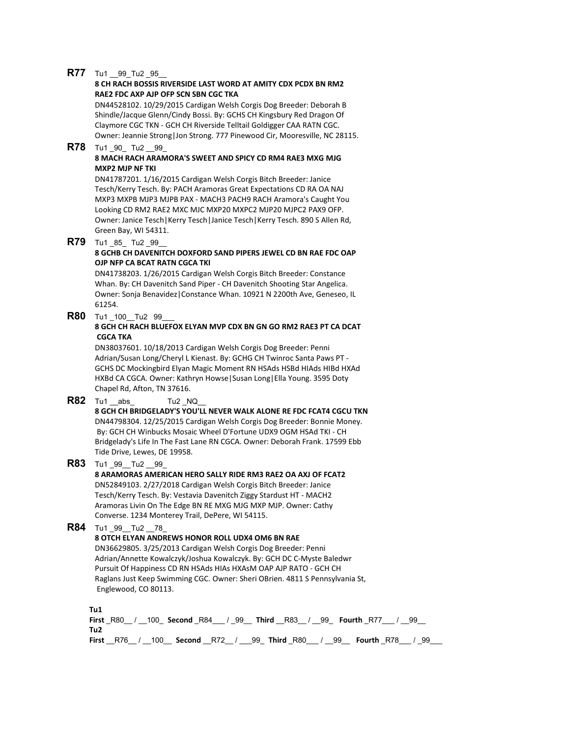**R77** Tu1 __99_ Tu2 _95__

**8 CH RACH BOSSIS RIVERSIDE LAST WORD AT AMITY CDX PCDX BN RM2 RAE2 FDC AXP AJP OFP SCN SBN CGC TKA**

DN44528102. 10/29/2015 Cardigan Welsh Corgis Dog Breeder: Deborah B Shindle/Jacque Glenn/Cindy Bossi. By: GCHS CH Kingsbury Red Dragon Of Claymore CGC TKN - GCH CH Riverside Telltail Goldigger CAA RATN CGC. Owner: Jeannie Strong|Jon Strong. 777 Pinewood Cir, Mooresville, NC 28115.

**R78** Tu1 _90_ Tu2 __99_

**8 MACH RACH ARAMORA'S SWEET AND SPICY CD RM4 RAE3 MXG MJG MXP2 MJP NF TKI**

DN41787201. 1/16/2015 Cardigan Welsh Corgis Bitch Breeder: Janice Tesch/Kerry Tesch. By: PACH Aramoras Great Expectations CD RA OA NAJ MXP3 MXPB MJP3 MJPB PAX - MACH3 PACH9 RACH Aramora's Caught You Looking CD RM2 RAE2 MXC MJC MXP20 MXPC2 MJP20 MJPC2 PAX9 OFP. Owner: Janice Tesch|Kerry Tesch|Janice Tesch|Kerry Tesch. 890 S Allen Rd, Green Bay, WI 54311.

**R79** Tu1 _85_ Tu2 _99__

**8 GCHB CH DAVENITCH DOXFORD SAND PIPERS JEWEL CD BN RAE FDC OAP OJP NFP CA BCAT RATN CGCA TKI**

DN41738203. 1/26/2015 Cardigan Welsh Corgis Bitch Breeder: Constance Whan. By: CH Davenitch Sand Piper - CH Davenitch Shooting Star Angelica. Owner: Sonja Benavidez|Constance Whan. 10921 N 2200th Ave, Geneseo, IL 61254.

**R80** Tu1 _100__Tu2 99___

**8 GCH CH RACH BLUEFOX ELYAN MVP CDX BN GN GO RM2 RAE3 PT CA DCAT CGCA TKA**

DN38037601. 10/18/2013 Cardigan Welsh Corgis Dog Breeder: Penni Adrian/Susan Long/Cheryl L Kienast. By: GCHG CH Twinroc Santa Paws PT - GCHS DC Mockingbird Elyan Magic Moment RN HSAds HSBd HIAds HIBd HXAd HXBd CA CGCA. Owner: Kathryn Howse|Susan Long|Ella Young. 3595 Doty Chapel Rd, Afton, TN 37616.

**R82** Tu1 __abs_ Tu2 _NQ__

**8 GCH CH BRIDGELADY'S YOU'LL NEVER WALK ALONE RE FDC FCAT4 CGCU TKN**

DN44798304. 12/25/2015 Cardigan Welsh Corgis Dog Breeder: Bonnie Money. By: GCH CH Winbucks Mosaic Wheel D'Fortune UDX9 OGM HSAd TKI - CH Bridgelady's Life In The Fast Lane RN CGCA. Owner: Deborah Frank. 17599 Ebb Tide Drive, Lewes, DE 19958.

**R83** Tu1 _99__Tu2 __99_

**8 ARAMORAS AMERICAN HERO SALLY RIDE RM3 RAE2 OA AXJ OF FCAT2**

DN52849103. 2/27/2018 Cardigan Welsh Corgis Bitch Breeder: Janice Tesch/Kerry Tesch. By: Vestavia Davenitch Ziggy Stardust HT - MACH2 Aramoras Livin On The Edge BN RE MXG MJG MXP MJP. Owner: Cathy Converse. 1234 Monterey Trail, DePere, WI 54115.

**R84** Tu1 _99__Tu2 __78_

**8 OTCH ELYAN ANDREWS HONOR ROLL UDX4 OM6 BN RAE**

DN36629805. 3/25/2013 Cardigan Welsh Corgis Dog Breeder: Penni Adrian/Annette Kowalczyk/Joshua Kowalczyk. By: GCH DC C-Myste Baledwr Pursuit Of Happiness CD RN HSAds HIAs HXAsM OAP AJP RATO - GCH CH Raglans Just Keep Swimming CGC. Owner: Sheri OBrien. 4811 S Pennsylvania St, Englewood, CO 80113.

**Tu1**

**First** _R80__ / __100_ **Second** _R84___ / _99__ **Third** __R83__ / __99_ **Fourth** _R77___ / __99__

**Tu2**

**First** __R76__ / __100__ **Second** __R72__ / ___99_ **Third** _R80___ / __99__ **Fourth** _R78___ / _99___